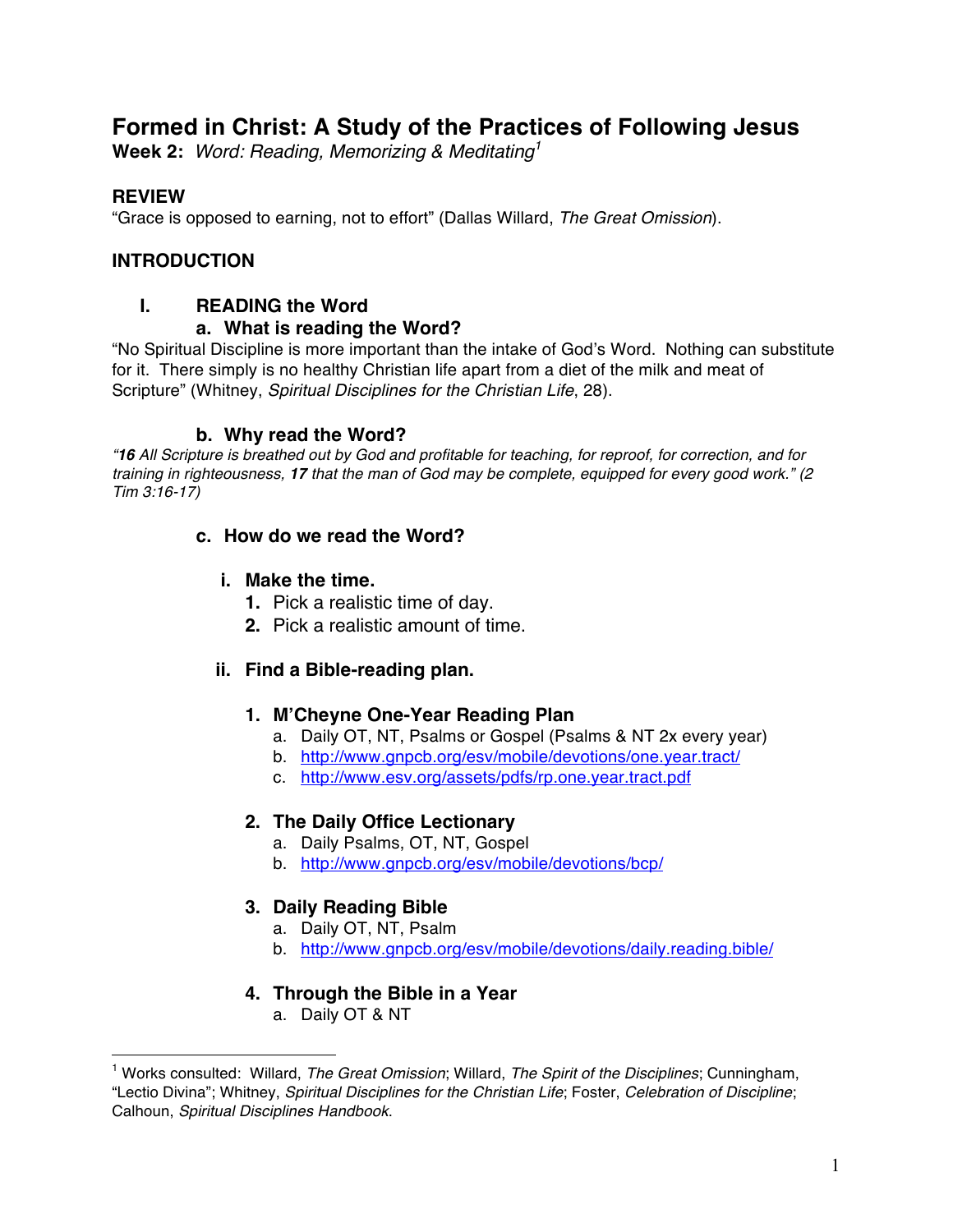# Formed in Christ: A Study of the Practices of Following Jesus

**Week 2:** *Word: Reading, Memorizing & Meditating*[1]

## REVIEW

"Grace is opposed to earning, not to effort" (Dallas Willard, *The Great Omission*).

## INTRODUCTION

### I. READING the Word

#### a. What is reading the Word?

"No Spiritual Discipline is more important than the intake of God's Word. Nothing can substitute for it. There simply is no healthy Christian life apart from a diet of the milk and meat of Scripture" (Whitney, *Spiritual Disciplines for the Christian Life*, 28).

#### b. Why read the Word?

*"**16** All Scripture is breathed out by God and profitable for teaching, for reproof, for correction, and for training in righteousness, **17** that the man of God may be complete, equipped for every good work." (2 Tim 3:16-17)*

#### c. How do we read the Word?

**i. Make the time.**

1. Pick a realistic time of day.
2. Pick a realistic amount of time.

**ii. Find a Bible-reading plan.**

1. **M'Cheyne One-Year Reading Plan**
   a. Daily OT, NT, Psalms or Gospel (Psalms & NT 2x every year)
   b. http://www.gnpcb.org/esv/mobile/devotions/one.year.tract/
   c. http://www.esv.org/assets/pdfs/rp.one.year.tract.pdf

2. **The Daily Office Lectionary**
   a. Daily Psalms, OT, NT, Gospel
   b. http://www.gnpcb.org/esv/mobile/devotions/bcp/

3. **Daily Reading Bible**
   a. Daily OT, NT, Psalm
   b. http://www.gnpcb.org/esv/mobile/devotions/daily.reading.bible/

4. **Through the Bible in a Year**
   a. Daily OT & NT

---

[1] Works consulted: Willard, *The Great Omission*; Willard, *The Spirit of the Disciplines*; Cunningham, "Lectio Divina"; Whitney, *Spiritual Disciplines for the Christian Life*; Foster, *Celebration of Discipline*; Calhoun, *Spiritual Disciplines Handbook*.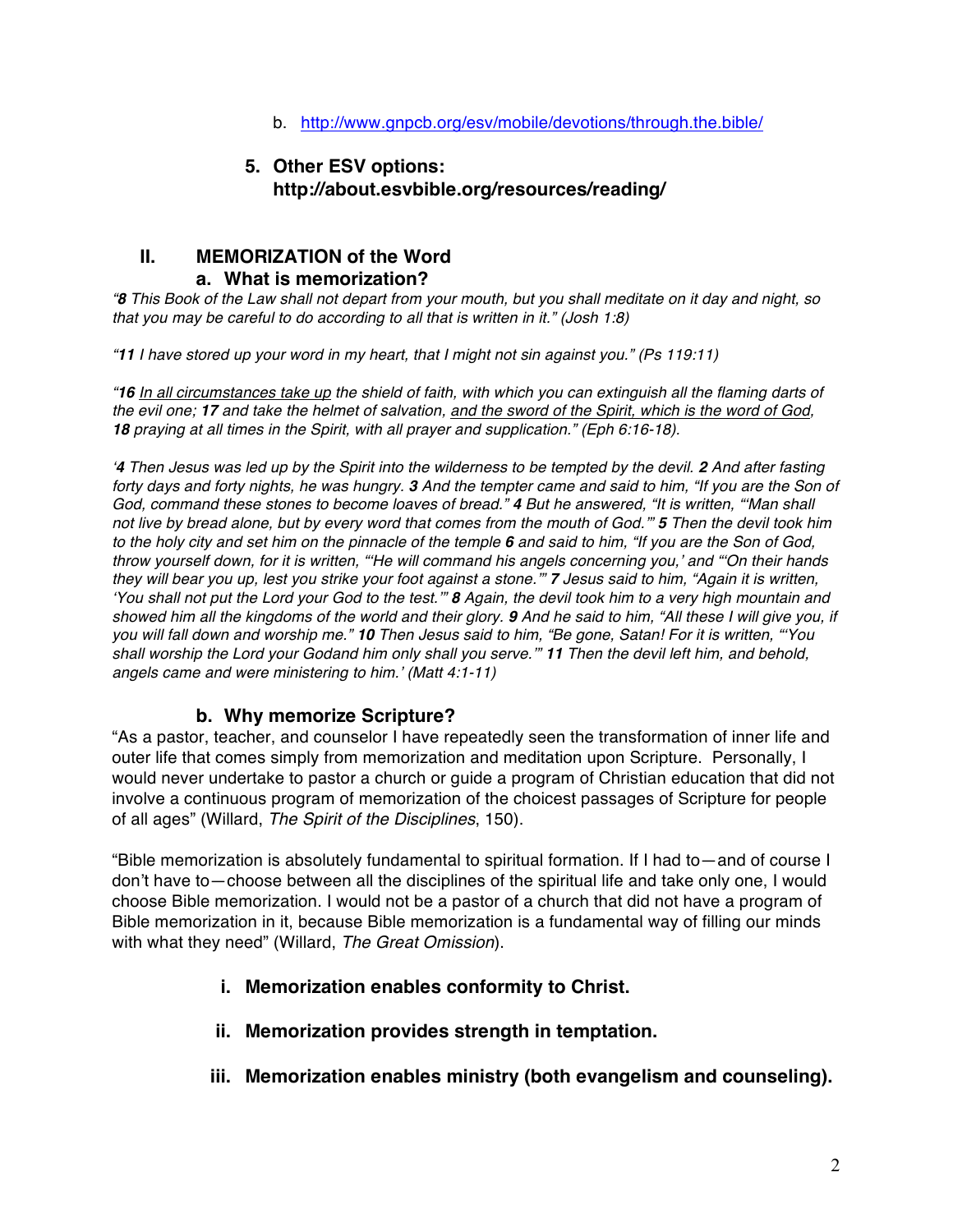b. [http://www.gnpcb.org/esv/mobile/devotions/through.the.bible/](http://www.gnpcb.org/esv/mobile/devotions/through.the.bible/)

**5. Other ESV options: http://about.esvbible.org/resources/reading/**

## II. MEMORIZATION of the Word

### a. What is memorization?

*"**8** This Book of the Law shall not depart from your mouth, but you shall meditate on it day and night, so that you may be careful to do according to all that is written in it." (Josh 1:8)*

*"**11** I have stored up your word in my heart, that I might not sin against you." (Ps 119:11)*

*"**16** <u>In all circumstances take up</u> the shield of faith, with which you can extinguish all the flaming darts of the evil one; **17** and take the helmet of salvation, <u>and the sword of the Spirit, which is the word of God</u>, **18** praying at all times in the Spirit, with all prayer and supplication." (Eph 6:16-18).*

*'**4** Then Jesus was led up by the Spirit into the wilderness to be tempted by the devil. **2** And after fasting forty days and forty nights, he was hungry. **3** And the tempter came and said to him, "If you are the Son of God, command these stones to become loaves of bread." **4** But he answered, "It is written, "'Man shall not live by bread alone, but by every word that comes from the mouth of God.'" **5** Then the devil took him to the holy city and set him on the pinnacle of the temple **6** and said to him, "If you are the Son of God, throw yourself down, for it is written, "'He will command his angels concerning you,' and "'On their hands they will bear you up, lest you strike your foot against a stone.'" **7** Jesus said to him, "Again it is written, 'You shall not put the Lord your God to the test.'" **8** Again, the devil took him to a very high mountain and showed him all the kingdoms of the world and their glory. **9** And he said to him, "All these I will give you, if you will fall down and worship me." **10** Then Jesus said to him, "Be gone, Satan! For it is written, "'You shall worship the Lord your Godand him only shall you serve.'" **11** Then the devil left him, and behold, angels came and were ministering to him.' (Matt 4:1-11)*

### b. Why memorize Scripture?

"As a pastor, teacher, and counselor I have repeatedly seen the transformation of inner life and outer life that comes simply from memorization and meditation upon Scripture. Personally, I would never undertake to pastor a church or guide a program of Christian education that did not involve a continuous program of memorization of the choicest passages of Scripture for people of all ages" (Willard, *The Spirit of the Disciplines*, 150).

"Bible memorization is absolutely fundamental to spiritual formation. If I had to—and of course I don't have to—choose between all the disciplines of the spiritual life and take only one, I would choose Bible memorization. I would not be a pastor of a church that did not have a program of Bible memorization in it, because Bible memorization is a fundamental way of filling our minds with what they need" (Willard, *The Great Omission*).

**i. Memorization enables conformity to Christ.**

**ii. Memorization provides strength in temptation.**

**iii. Memorization enables ministry (both evangelism and counseling).**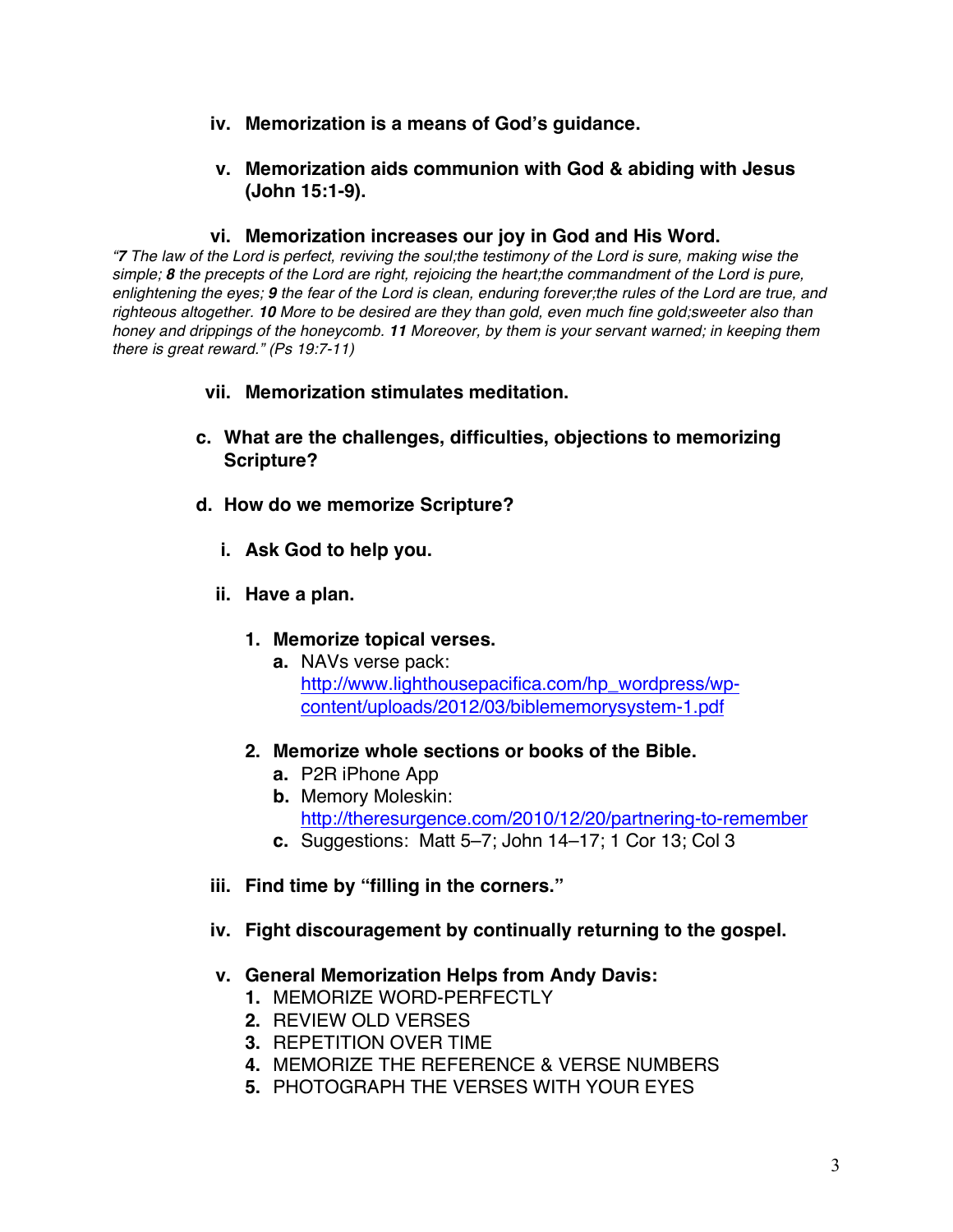**iv. Memorization is a means of God's guidance.**

**v. Memorization aids communion with God & abiding with Jesus (John 15:1-9).**

**vi. Memorization increases our joy in God and His Word.**

*"**7** The law of the Lord is perfect, reviving the soul;the testimony of the Lord is sure, making wise the simple; **8** the precepts of the Lord are right, rejoicing the heart;the commandment of the Lord is pure, enlightening the eyes; **9** the fear of the Lord is clean, enduring forever;the rules of the Lord are true, and righteous altogether. **10** More to be desired are they than gold, even much fine gold;sweeter also than honey and drippings of the honeycomb. **11** Moreover, by them is your servant warned; in keeping them there is great reward." (Ps 19:7-11)*

**vii. Memorization stimulates meditation.**

**c. What are the challenges, difficulties, objections to memorizing Scripture?**

**d. How do we memorize Scripture?**

**i. Ask God to help you.**

**ii. Have a plan.**

**1. Memorize topical verses.**

**a.** NAVs verse pack: http://www.lighthousepacifica.com/hp_wordpress/wp-content/uploads/2012/03/biblememorysystem-1.pdf

**2. Memorize whole sections or books of the Bible.**

**a.** P2R iPhone App

**b.** Memory Moleskin: http://theresurgence.com/2010/12/20/partnering-to-remember

**c.** Suggestions: Matt 5–7; John 14–17; 1 Cor 13; Col 3

**iii. Find time by "filling in the corners."**

**iv. Fight discouragement by continually returning to the gospel.**

**v. General Memorization Helps from Andy Davis:**

1. MEMORIZE WORD-PERFECTLY
2. REVIEW OLD VERSES
3. REPETITION OVER TIME
4. MEMORIZE THE REFERENCE & VERSE NUMBERS
5. PHOTOGRAPH THE VERSES WITH YOUR EYES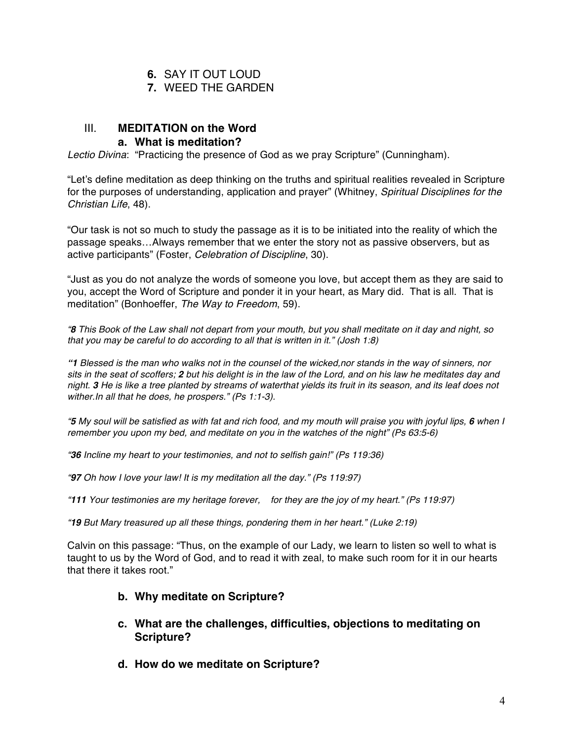6. SAY IT OUT LOUD
7. WEED THE GARDEN

## III. MEDITATION on the Word

### a. What is meditation?

*Lectio Divina*: "Practicing the presence of God as we pray Scripture" (Cunningham).

"Let's define meditation as deep thinking on the truths and spiritual realities revealed in Scripture for the purposes of understanding, application and prayer" (Whitney, *Spiritual Disciplines for the Christian Life*, 48).

"Our task is not so much to study the passage as it is to be initiated into the reality of which the passage speaks…Always remember that we enter the story not as passive observers, but as active participants" (Foster, *Celebration of Discipline*, 30).

"Just as you do not analyze the words of someone you love, but accept them as they are said to you, accept the Word of Scripture and ponder it in your heart, as Mary did. That is all. That is meditation" (Bonhoeffer, *The Way to Freedom*, 59).

*"**8** This Book of the Law shall not depart from your mouth, but you shall meditate on it day and night, so that you may be careful to do according to all that is written in it." (Josh 1:8)*

*"**1** Blessed is the man who walks not in the counsel of the wicked,nor stands in the way of sinners, nor sits in the seat of scoffers; **2** but his delight is in the law of the Lord, and on his law he meditates day and night. **3** He is like a tree planted by streams of waterthat yields its fruit in its season, and its leaf does not wither.In all that he does, he prospers." (Ps 1:1-3).*

*"**5** My soul will be satisfied as with fat and rich food, and my mouth will praise you with joyful lips, **6** when I remember you upon my bed, and meditate on you in the watches of the night" (Ps 63:5-6)*

*"**36** Incline my heart to your testimonies, and not to selfish gain!" (Ps 119:36)*

*"**97** Oh how I love your law! It is my meditation all the day." (Ps 119:97)*

*"**111** Your testimonies are my heritage forever, for they are the joy of my heart." (Ps 119:97)*

*"**19** But Mary treasured up all these things, pondering them in her heart." (Luke 2:19)*

Calvin on this passage: "Thus, on the example of our Lady, we learn to listen so well to what is taught to us by the Word of God, and to read it with zeal, to make such room for it in our hearts that there it takes root."

### b. Why meditate on Scripture?

### c. What are the challenges, difficulties, objections to meditating on Scripture?

### d. How do we meditate on Scripture?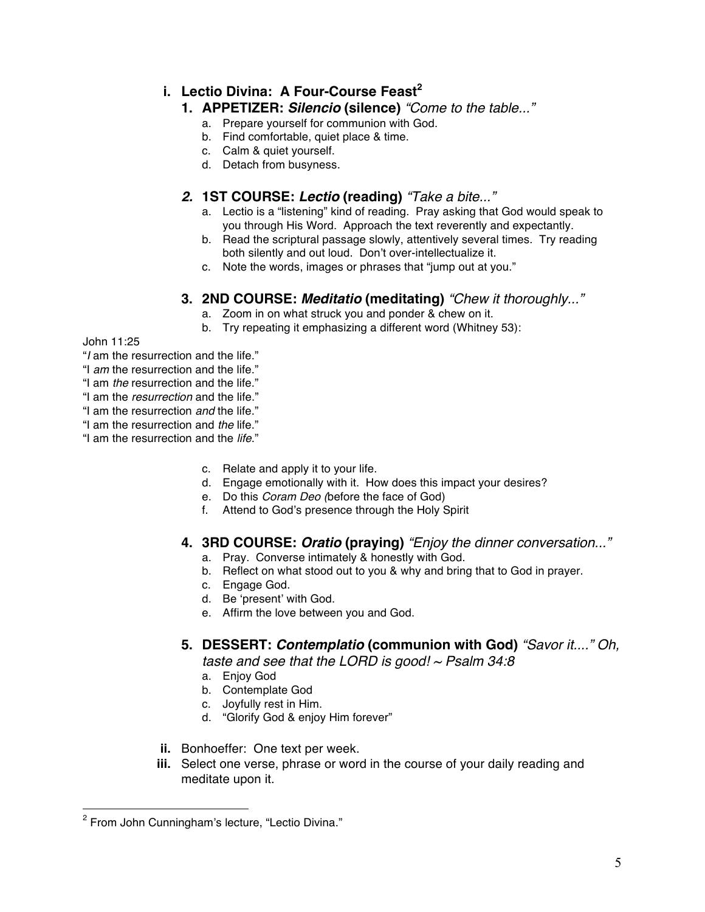## i. Lectio Divina: A Four-Course Feast[2]

### 1. APPETIZER: *Silencio* (silence) *"Come to the table..."*

a. Prepare yourself for communion with God.
b. Find comfortable, quiet place & time.
c. Calm & quiet yourself.
d. Detach from busyness.

### *2.* 1ST COURSE: *Lectio* (reading) *"Take a bite..."*

a. Lectio is a "listening" kind of reading. Pray asking that God would speak to you through His Word. Approach the text reverently and expectantly.
b. Read the scriptural passage slowly, attentively several times. Try reading both silently and out loud. Don't over-intellectualize it.
c. Note the words, images or phrases that "jump out at you."

### 3. 2ND COURSE: *Meditatio* (meditating) *"Chew it thoroughly..."*

a. Zoom in on what struck you and ponder & chew on it.
b. Try repeating it emphasizing a different word (Whitney 53):

John 11:25
"*I* am the resurrection and the life."
"I *am* the resurrection and the life."
"I am *the* resurrection and the life."
"I am the *resurrection* and the life."
"I am the resurrection *and* the life."
"I am the resurrection and *the* life."
"I am the resurrection and the *life*."

c. Relate and apply it to your life.
d. Engage emotionally with it. How does this impact your desires?
e. Do this *Coram Deo (*before the face of God)
f. Attend to God's presence through the Holy Spirit

### 4. 3RD COURSE: *Oratio* (praying) *"Enjoy the dinner conversation..."*

a. Pray. Converse intimately & honestly with God.
b. Reflect on what stood out to you & why and bring that to God in prayer.
c. Engage God.
d. Be 'present' with God.
e. Affirm the love between you and God.

### 5. DESSERT: *Contemplatio* (communion with God) *"Savor it...." Oh, taste and see that the LORD is good! ~ Psalm 34:8*

a. Enjoy God
b. Contemplate God
c. Joyfully rest in Him.
d. "Glorify God & enjoy Him forever"

ii. Bonhoeffer: One text per week.

iii. Select one verse, phrase or word in the course of your daily reading and meditate upon it.

---

[2] From John Cunningham's lecture, "Lectio Divina."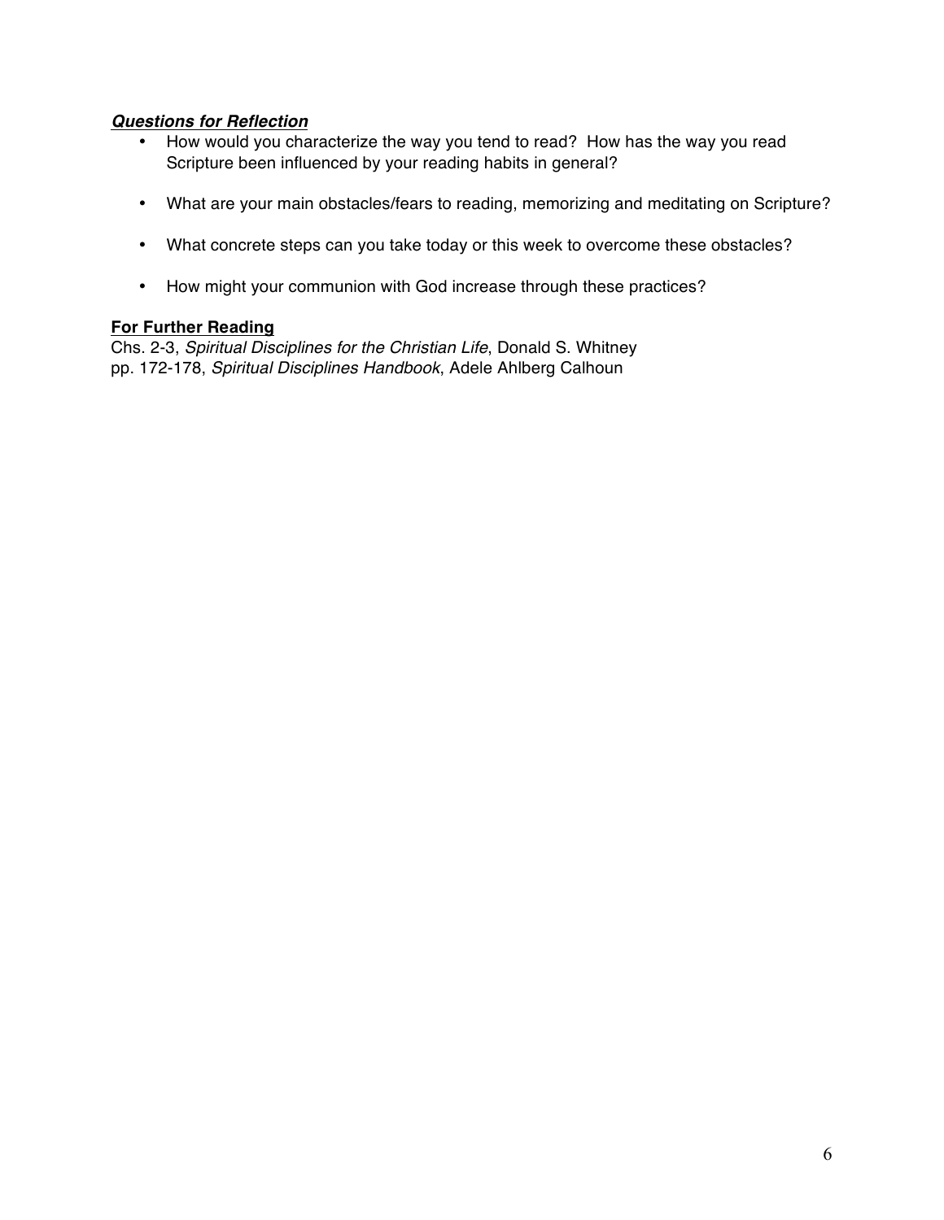***Questions for Reflection***

- How would you characterize the way you tend to read? How has the way you read Scripture been influenced by your reading habits in general?
- What are your main obstacles/fears to reading, memorizing and meditating on Scripture?
- What concrete steps can you take today or this week to overcome these obstacles?
- How might your communion with God increase through these practices?

**For Further Reading**

Chs. 2-3, *Spiritual Disciplines for the Christian Life*, Donald S. Whitney
pp. 172-178, *Spiritual Disciplines Handbook*, Adele Ahlberg Calhoun